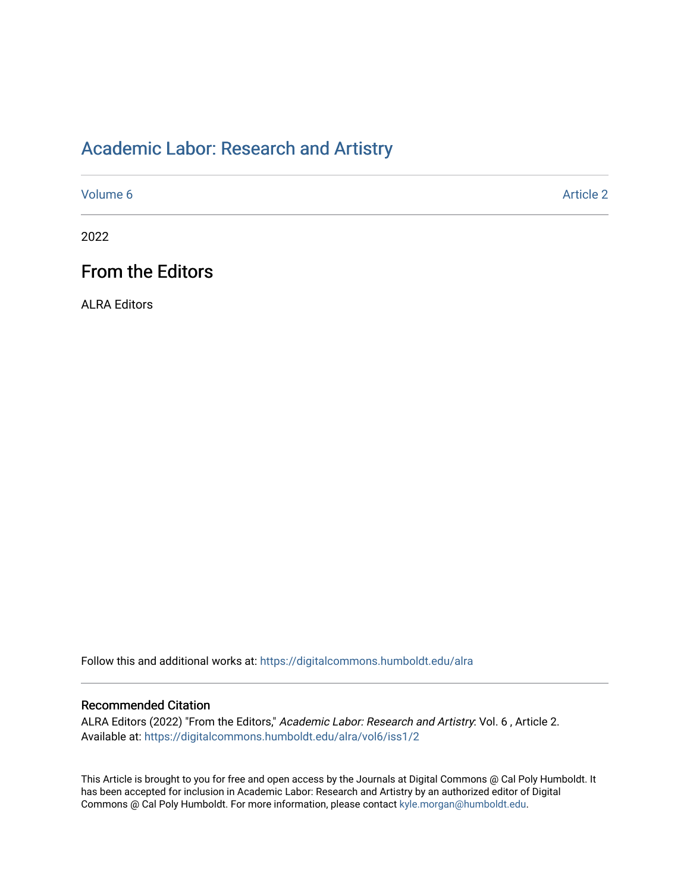# Academic Labor: Research and Artistry

Volume 6 Article 2

2022

## From the Editors

ALRA Editors

Follow this and additional works at: https://digitalcommons.humboldt.edu/alra

### Recommended Citation

ALRA Editors (2022) "From the Editors," *Academic Labor: Research and Artistry*: Vol. 6 , Article 2.
Available at: https://digitalcommons.humboldt.edu/alra/vol6/iss1/2

This Article is brought to you for free and open access by the Journals at Digital Commons @ Cal Poly Humboldt. It has been accepted for inclusion in Academic Labor: Research and Artistry by an authorized editor of Digital Commons @ Cal Poly Humboldt. For more information, please contact kyle.morgan@humboldt.edu.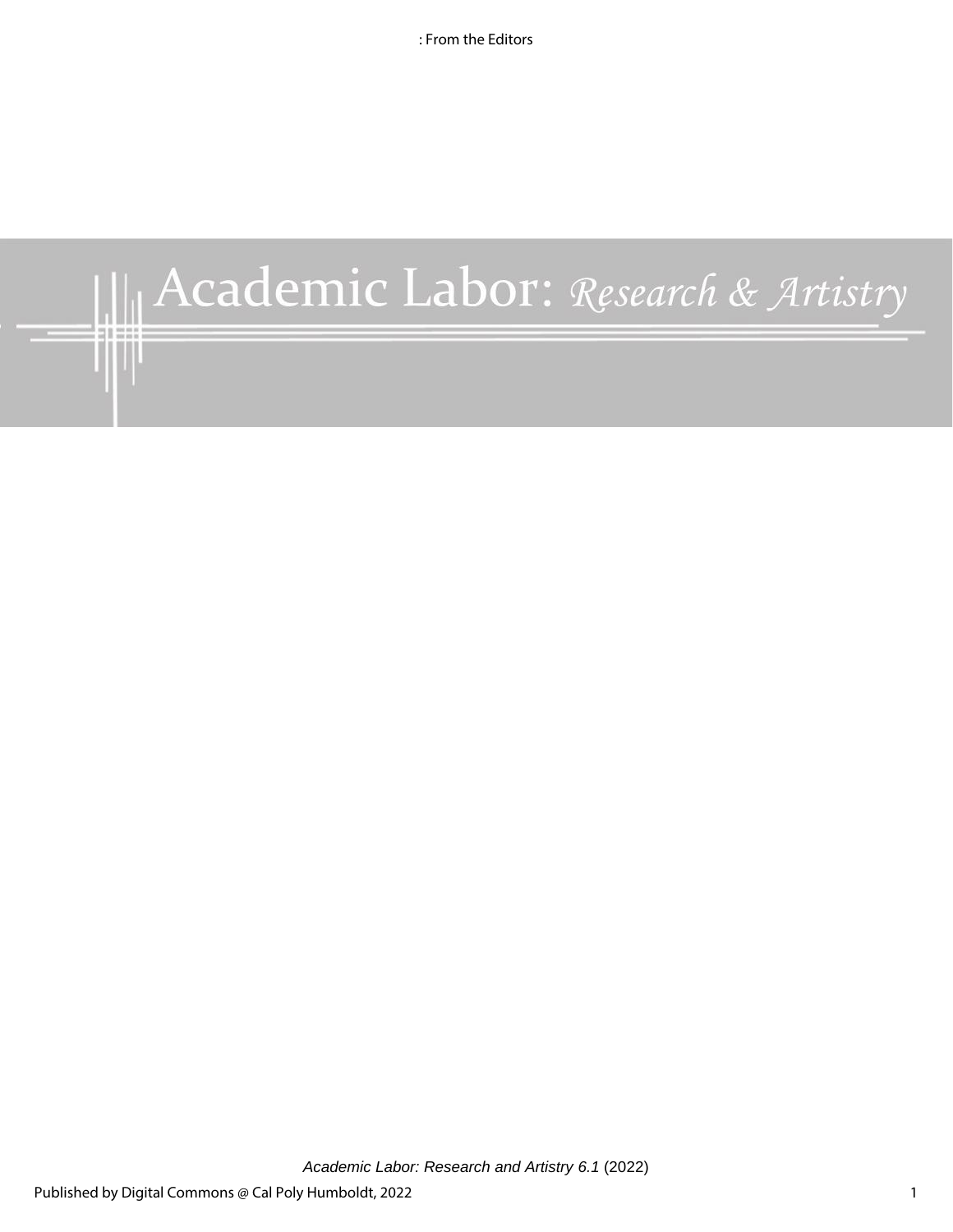# Academic Labor: *Research & Artistry*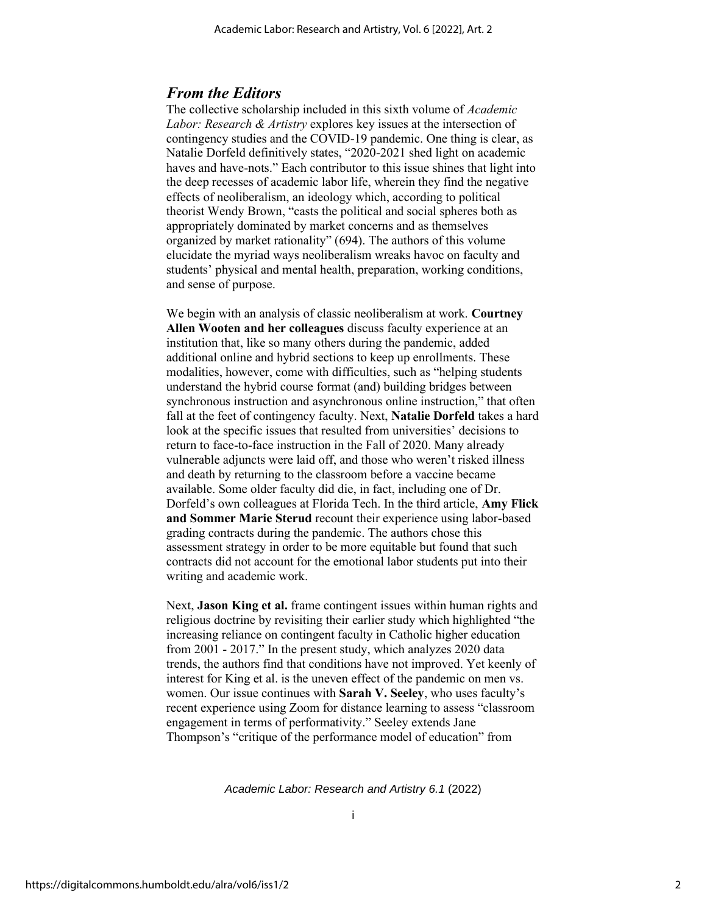## *From the Editors*

The collective scholarship included in this sixth volume of *Academic Labor: Research & Artistry* explores key issues at the intersection of contingency studies and the COVID-19 pandemic. One thing is clear, as Natalie Dorfeld definitively states, "2020-2021 shed light on academic haves and have-nots." Each contributor to this issue shines that light into the deep recesses of academic labor life, wherein they find the negative effects of neoliberalism, an ideology which, according to political theorist Wendy Brown, "casts the political and social spheres both as appropriately dominated by market concerns and as themselves organized by market rationality" (694). The authors of this volume elucidate the myriad ways neoliberalism wreaks havoc on faculty and students' physical and mental health, preparation, working conditions, and sense of purpose.

We begin with an analysis of classic neoliberalism at work. **Courtney Allen Wooten and her colleagues** discuss faculty experience at an institution that, like so many others during the pandemic, added additional online and hybrid sections to keep up enrollments. These modalities, however, come with difficulties, such as "helping students understand the hybrid course format (and) building bridges between synchronous instruction and asynchronous online instruction," that often fall at the feet of contingency faculty. Next, **Natalie Dorfeld** takes a hard look at the specific issues that resulted from universities' decisions to return to face-to-face instruction in the Fall of 2020. Many already vulnerable adjuncts were laid off, and those who weren't risked illness and death by returning to the classroom before a vaccine became available. Some older faculty did die, in fact, including one of Dr. Dorfeld's own colleagues at Florida Tech. In the third article, **Amy Flick and Sommer Marie Sterud** recount their experience using labor-based grading contracts during the pandemic. The authors chose this assessment strategy in order to be more equitable but found that such contracts did not account for the emotional labor students put into their writing and academic work.

Next, **Jason King et al.** frame contingent issues within human rights and religious doctrine by revisiting their earlier study which highlighted "the increasing reliance on contingent faculty in Catholic higher education from 2001 - 2017." In the present study, which analyzes 2020 data trends, the authors find that conditions have not improved. Yet keenly of interest for King et al. is the uneven effect of the pandemic on men vs. women. Our issue continues with **Sarah V. Seeley**, who uses faculty's recent experience using Zoom for distance learning to assess "classroom engagement in terms of performativity." Seeley extends Jane Thompson's "critique of the performance model of education" from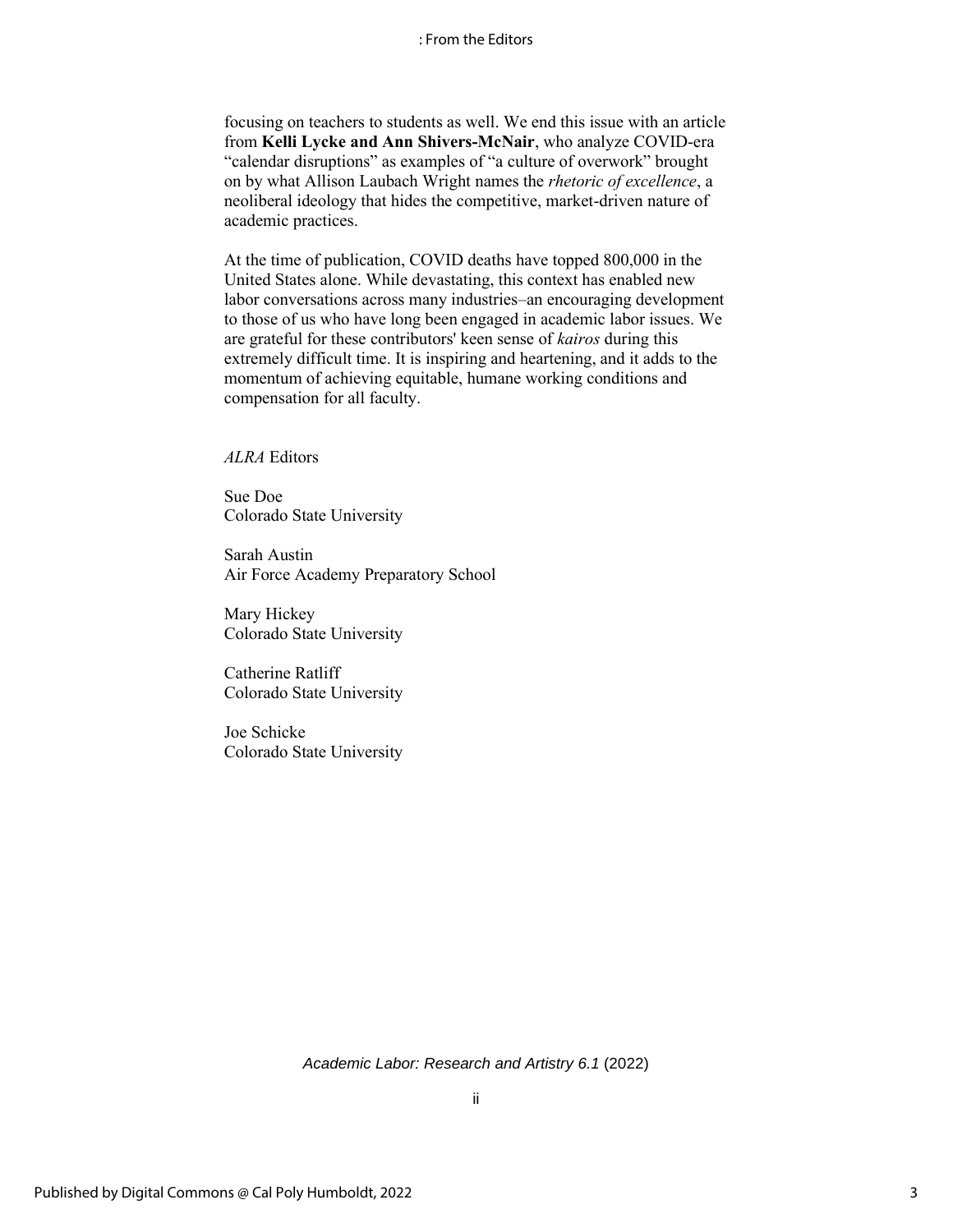focusing on teachers to students as well. We end this issue with an article from **Kelli Lycke and Ann Shivers-McNair**, who analyze COVID-era "calendar disruptions" as examples of "a culture of overwork" brought on by what Allison Laubach Wright names the *rhetoric of excellence*, a neoliberal ideology that hides the competitive, market-driven nature of academic practices.

At the time of publication, COVID deaths have topped 800,000 in the United States alone. While devastating, this context has enabled new labor conversations across many industries–an encouraging development to those of us who have long been engaged in academic labor issues. We are grateful for these contributors' keen sense of *kairos* during this extremely difficult time. It is inspiring and heartening, and it adds to the momentum of achieving equitable, humane working conditions and compensation for all faculty.

*ALRA* Editors

Sue Doe
Colorado State University

Sarah Austin
Air Force Academy Preparatory School

Mary Hickey
Colorado State University

Catherine Ratliff
Colorado State University

Joe Schicke
Colorado State University